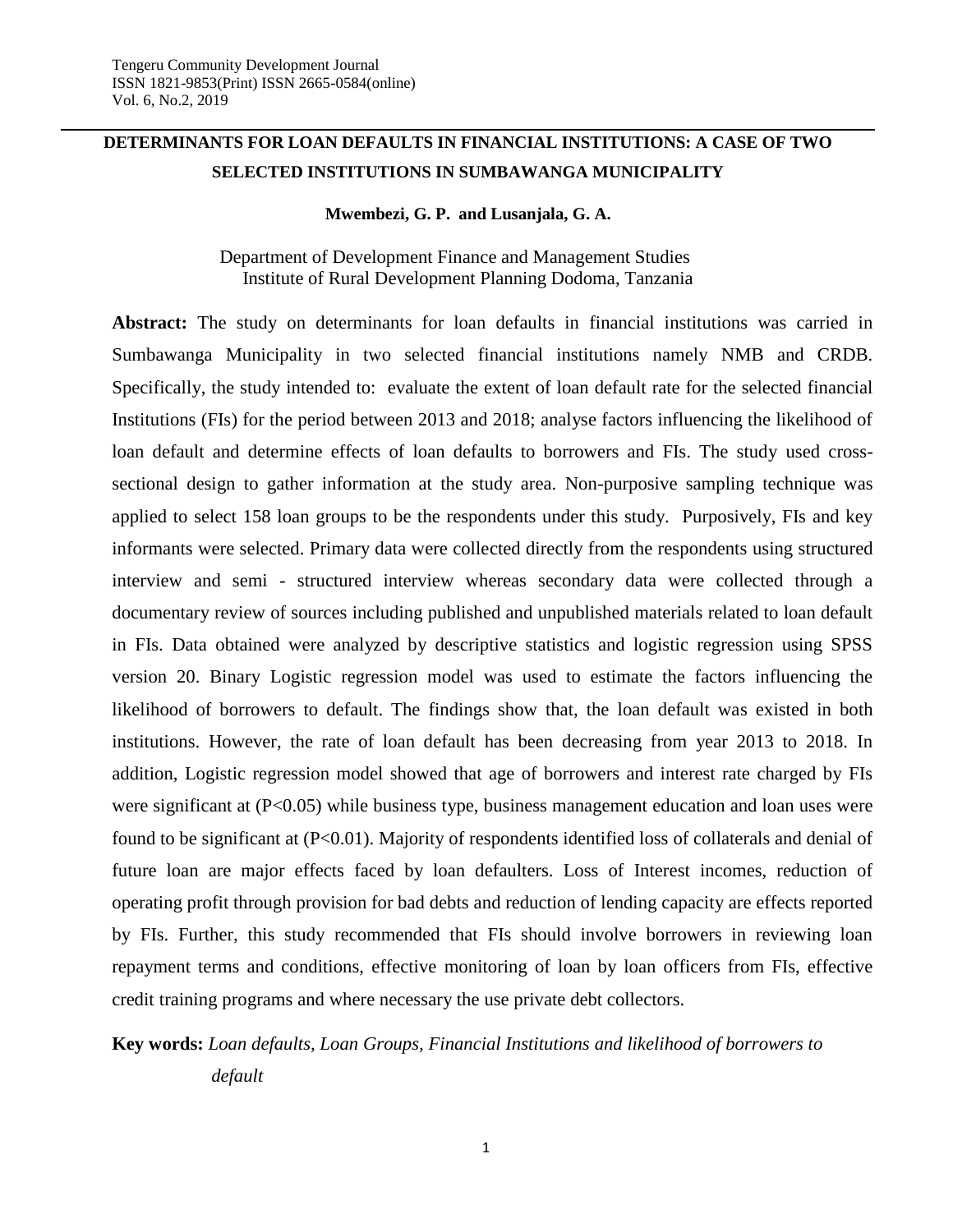# DETERMINANTS FOR LOAN DEFAULTS IN FINANCIAL INSTITUTIONS: A CASE OF TWO SELECTED INSTITUTIONS IN SUMBAWANGA MUNICIPALITY

**Mwembezi, G. P. and Lusanjala, G. A.**

Department of Development Finance and Management Studies
Institute of Rural Development Planning Dodoma, Tanzania

**Abstract:** The study on determinants for loan defaults in financial institutions was carried in Sumbawanga Municipality in two selected financial institutions namely NMB and CRDB. Specifically, the study intended to: evaluate the extent of loan default rate for the selected financial Institutions (FIs) for the period between 2013 and 2018; analyse factors influencing the likelihood of loan default and determine effects of loan defaults to borrowers and FIs. The study used cross-sectional design to gather information at the study area. Non-purposive sampling technique was applied to select 158 loan groups to be the respondents under this study. Purposively, FIs and key informants were selected. Primary data were collected directly from the respondents using structured interview and semi - structured interview whereas secondary data were collected through a documentary review of sources including published and unpublished materials related to loan default in FIs. Data obtained were analyzed by descriptive statistics and logistic regression using SPSS version 20. Binary Logistic regression model was used to estimate the factors influencing the likelihood of borrowers to default. The findings show that, the loan default was existed in both institutions. However, the rate of loan default has been decreasing from year 2013 to 2018. In addition, Logistic regression model showed that age of borrowers and interest rate charged by FIs were significant at ($P<0.05$) while business type, business management education and loan uses were found to be significant at ($P<0.01$). Majority of respondents identified loss of collaterals and denial of future loan are major effects faced by loan defaulters. Loss of Interest incomes, reduction of operating profit through provision for bad debts and reduction of lending capacity are effects reported by FIs. Further, this study recommended that FIs should involve borrowers in reviewing loan repayment terms and conditions, effective monitoring of loan by loan officers from FIs, effective credit training programs and where necessary the use private debt collectors.

**Key words:** *Loan defaults, Loan Groups, Financial Institutions and likelihood of borrowers to default*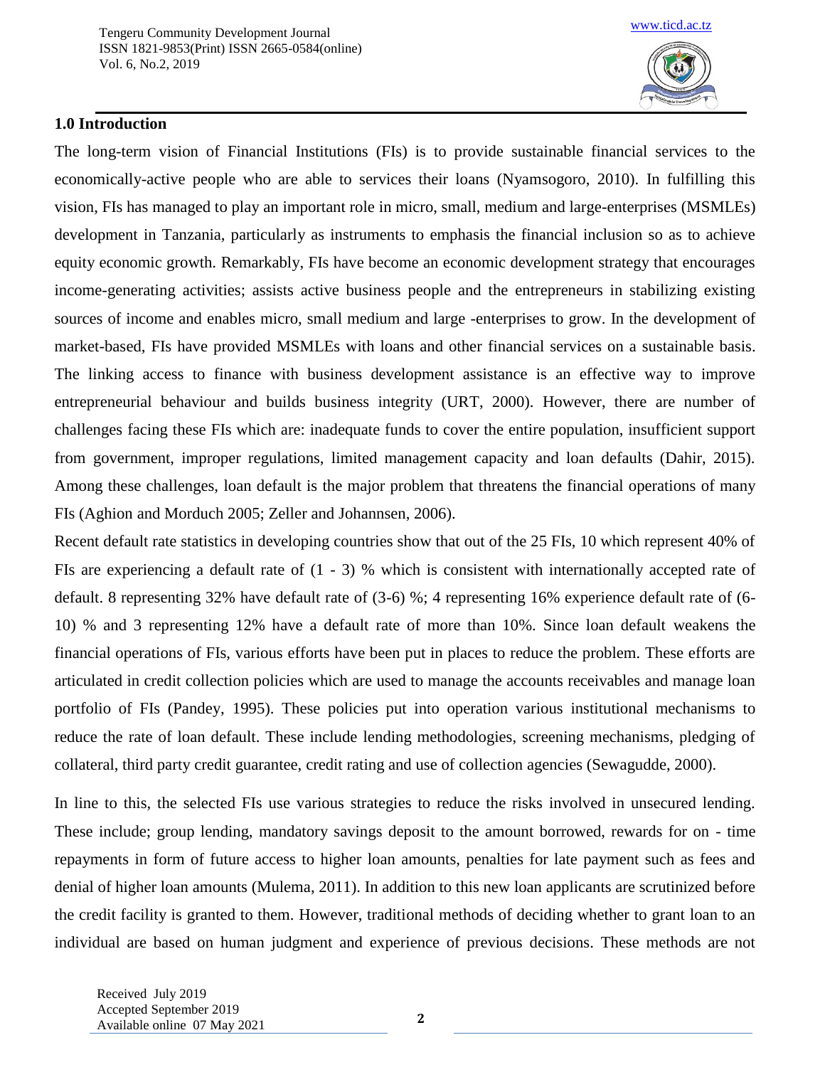## 1.0 Introduction

The long-term vision of Financial Institutions (FIs) is to provide sustainable financial services to the economically-active people who are able to services their loans (Nyamsogoro, 2010). In fulfilling this vision, FIs has managed to play an important role in micro, small, medium and large-enterprises (MSMLEs) development in Tanzania, particularly as instruments to emphasis the financial inclusion so as to achieve equity economic growth. Remarkably, FIs have become an economic development strategy that encourages income-generating activities; assists active business people and the entrepreneurs in stabilizing existing sources of income and enables micro, small medium and large -enterprises to grow. In the development of market-based, FIs have provided MSMLEs with loans and other financial services on a sustainable basis. The linking access to finance with business development assistance is an effective way to improve entrepreneurial behaviour and builds business integrity (URT, 2000). However, there are number of challenges facing these FIs which are: inadequate funds to cover the entire population, insufficient support from government, improper regulations, limited management capacity and loan defaults (Dahir, 2015). Among these challenges, loan default is the major problem that threatens the financial operations of many FIs (Aghion and Morduch 2005; Zeller and Johannsen, 2006).

Recent default rate statistics in developing countries show that out of the 25 FIs, 10 which represent 40% of FIs are experiencing a default rate of (1 - 3) % which is consistent with internationally accepted rate of default. 8 representing 32% have default rate of (3-6) %; 4 representing 16% experience default rate of (6-10) % and 3 representing 12% have a default rate of more than 10%. Since loan default weakens the financial operations of FIs, various efforts have been put in places to reduce the problem. These efforts are articulated in credit collection policies which are used to manage the accounts receivables and manage loan portfolio of FIs (Pandey, 1995). These policies put into operation various institutional mechanisms to reduce the rate of loan default. These include lending methodologies, screening mechanisms, pledging of collateral, third party credit guarantee, credit rating and use of collection agencies (Sewagudde, 2000).

In line to this, the selected FIs use various strategies to reduce the risks involved in unsecured lending. These include; group lending, mandatory savings deposit to the amount borrowed, rewards for on - time repayments in form of future access to higher loan amounts, penalties for late payment such as fees and denial of higher loan amounts (Mulema, 2011). In addition to this new loan applicants are scrutinized before the credit facility is granted to them. However, traditional methods of deciding whether to grant loan to an individual are based on human judgment and experience of previous decisions. These methods are not

Received July 2019
Accepted September 2019
Available online 07 May 2021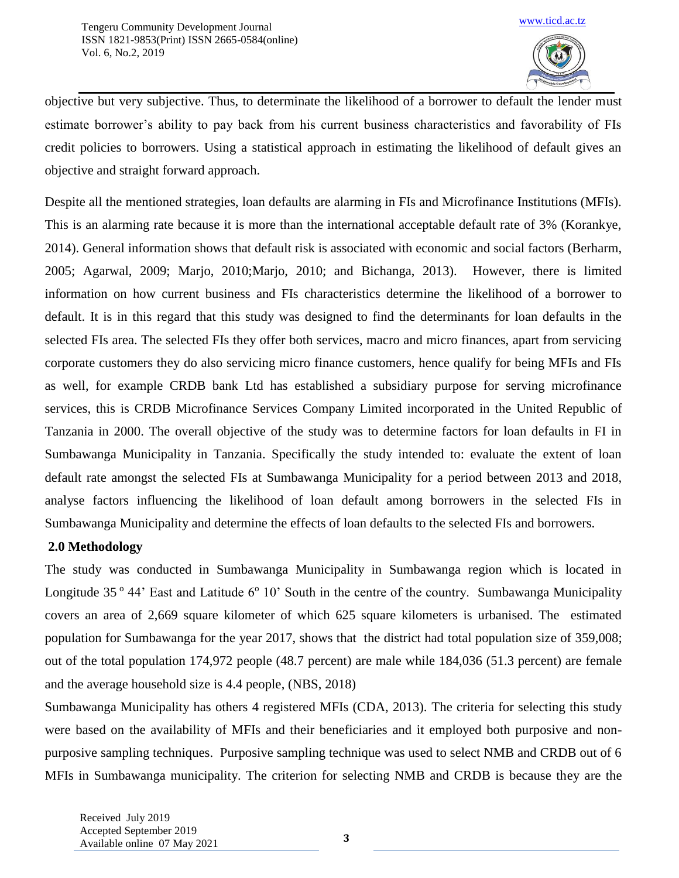objective but very subjective. Thus, to determinate the likelihood of a borrower to default the lender must estimate borrower's ability to pay back from his current business characteristics and favorability of FIs credit policies to borrowers. Using a statistical approach in estimating the likelihood of default gives an objective and straight forward approach.

Despite all the mentioned strategies, loan defaults are alarming in FIs and Microfinance Institutions (MFIs). This is an alarming rate because it is more than the international acceptable default rate of 3% (Korankye, 2014). General information shows that default risk is associated with economic and social factors (Berharm, 2005; Agarwal, 2009; Marjo, 2010;Marjo, 2010; and Bichanga, 2013). However, there is limited information on how current business and FIs characteristics determine the likelihood of a borrower to default. It is in this regard that this study was designed to find the determinants for loan defaults in the selected FIs area. The selected FIs they offer both services, macro and micro finances, apart from servicing corporate customers they do also servicing micro finance customers, hence qualify for being MFIs and FIs as well, for example CRDB bank Ltd has established a subsidiary purpose for serving microfinance services, this is CRDB Microfinance Services Company Limited incorporated in the United Republic of Tanzania in 2000. The overall objective of the study was to determine factors for loan defaults in FI in Sumbawanga Municipality in Tanzania. Specifically the study intended to: evaluate the extent of loan default rate amongst the selected FIs at Sumbawanga Municipality for a period between 2013 and 2018, analyse factors influencing the likelihood of loan default among borrowers in the selected FIs in Sumbawanga Municipality and determine the effects of loan defaults to the selected FIs and borrowers.

## 2.0 Methodology

The study was conducted in Sumbawanga Municipality in Sumbawanga region which is located in Longitude 35 ° 44' East and Latitude 6° 10' South in the centre of the country. Sumbawanga Municipality covers an area of 2,669 square kilometer of which 625 square kilometers is urbanised. The estimated population for Sumbawanga for the year 2017, shows that the district had total population size of 359,008; out of the total population 174,972 people (48.7 percent) are male while 184,036 (51.3 percent) are female and the average household size is 4.4 people, (NBS, 2018)

Sumbawanga Municipality has others 4 registered MFIs (CDA, 2013). The criteria for selecting this study were based on the availability of MFIs and their beneficiaries and it employed both purposive and non-purposive sampling techniques. Purposive sampling technique was used to select NMB and CRDB out of 6 MFIs in Sumbawanga municipality. The criterion for selecting NMB and CRDB is because they are the

Received July 2019
Accepted September 2019
Available online 07 May 2021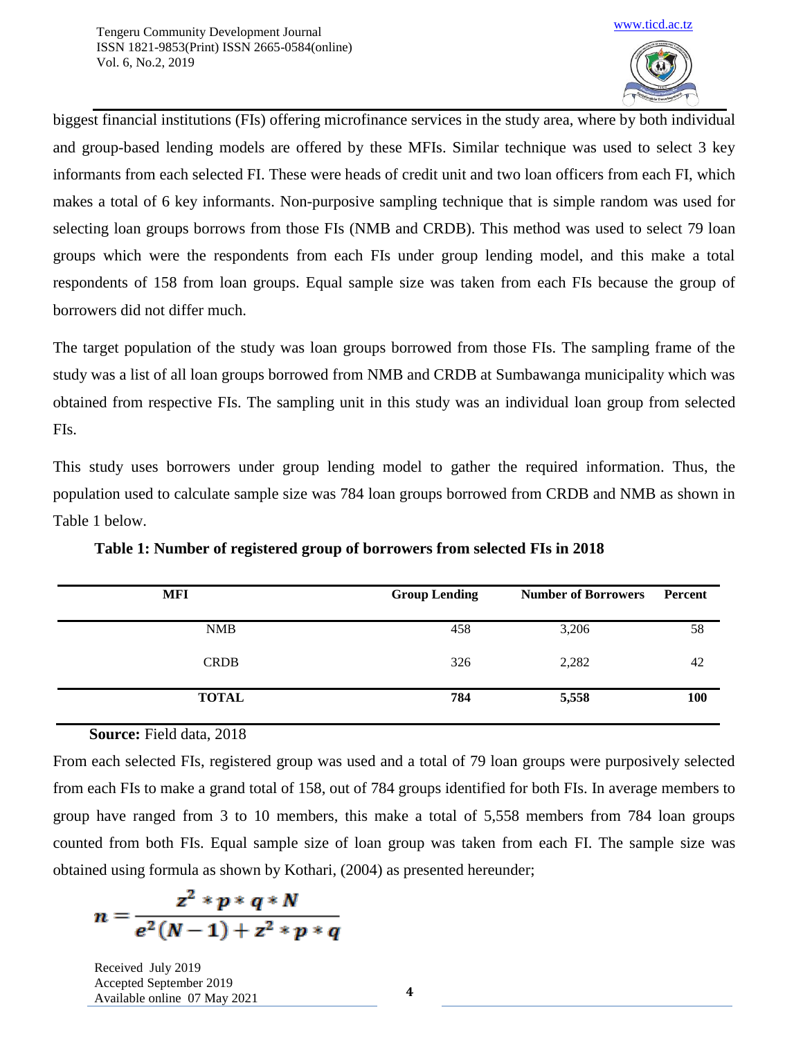biggest financial institutions (FIs) offering microfinance services in the study area, where by both individual and group-based lending models are offered by these MFIs. Similar technique was used to select 3 key informants from each selected FI. These were heads of credit unit and two loan officers from each FI, which makes a total of 6 key informants. Non-purposive sampling technique that is simple random was used for selecting loan groups borrows from those FIs (NMB and CRDB). This method was used to select 79 loan groups which were the respondents from each FIs under group lending model, and this make a total respondents of 158 from loan groups. Equal sample size was taken from each FIs because the group of borrowers did not differ much.

The target population of the study was loan groups borrowed from those FIs. The sampling frame of the study was a list of all loan groups borrowed from NMB and CRDB at Sumbawanga municipality which was obtained from respective FIs. The sampling unit in this study was an individual loan group from selected FIs.

This study uses borrowers under group lending model to gather the required information. Thus, the population used to calculate sample size was 784 loan groups borrowed from CRDB and NMB as shown in Table 1 below.

**Table 1: Number of registered group of borrowers from selected FIs in 2018**

| MFI | Group Lending | Number of Borrowers | Percent |
|---|---|---|---|
| NMB | 458 | 3,206 | 58 |
| CRDB | 326 | 2,282 | 42 |
| **TOTAL** | **784** | **5,558** | **100** |

**Source:** Field data, 2018

From each selected FIs, registered group was used and a total of 79 loan groups were purposively selected from each FIs to make a grand total of 158, out of 784 groups identified for both FIs. In average members to group have ranged from 3 to 10 members, this make a total of 5,558 members from 784 loan groups counted from both FIs. Equal sample size of loan group was taken from each FI. The sample size was obtained using formula as shown by Kothari, (2004) as presented hereunder;

$$n = \frac{z^2 * p * q * N}{e^2(N-1) + z^2 * p * q}$$

Received July 2019
Accepted September 2019
Available online 07 May 2021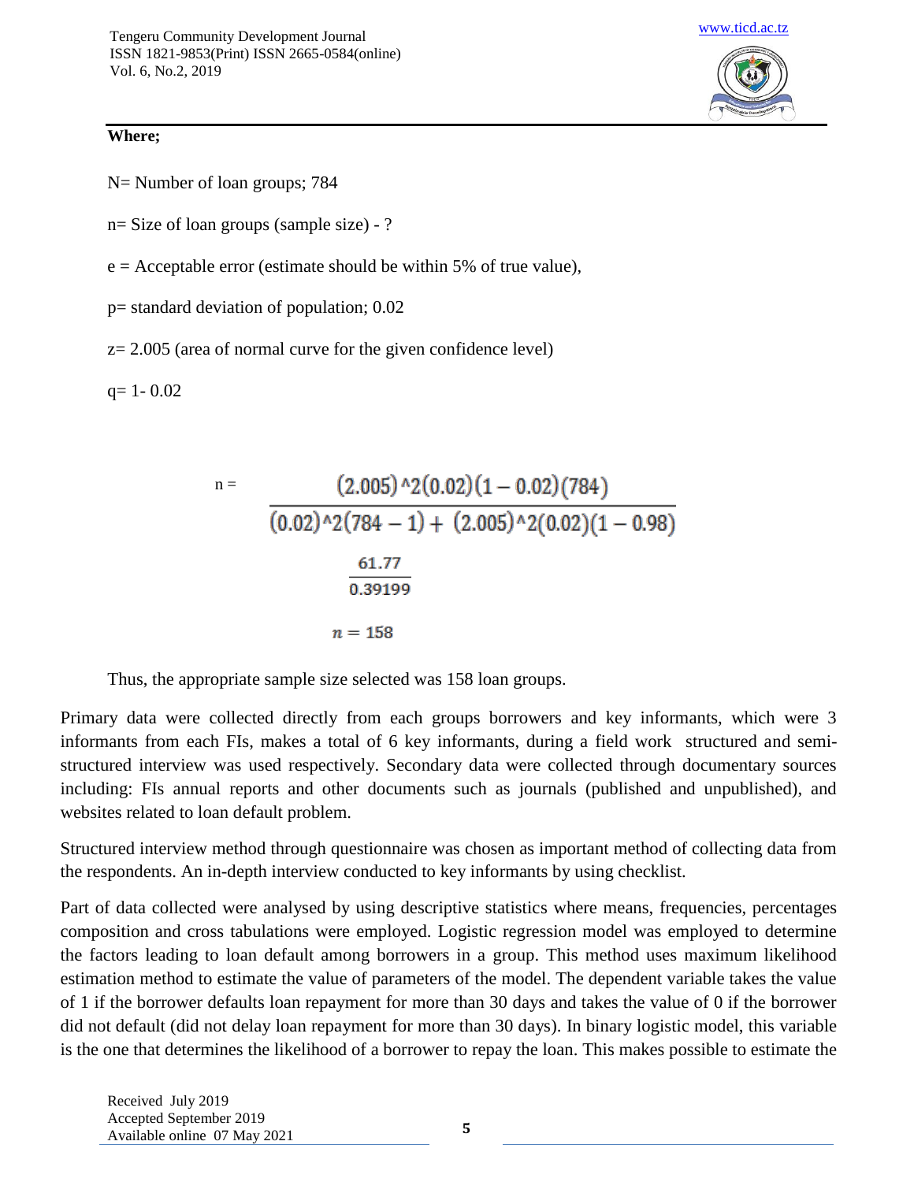**Where;**

N= Number of loan groups; 784

n= Size of loan groups (sample size) - ?

e = Acceptable error (estimate should be within 5% of true value),

p= standard deviation of population; 0.02

z= 2.005 (area of normal curve for the given confidence level)

q= 1- 0.02

$$n = \frac{(2.005)\hat{}2(0.02)(1-0.02)(784)}{(0.02)\hat{}2(784-1)+(2.005)\hat{}2(0.02)(1-0.98)}$$

$$\frac{61.77}{0.39199}$$

$$n = 158$$

Thus, the appropriate sample size selected was 158 loan groups.

Primary data were collected directly from each groups borrowers and key informants, which were 3 informants from each FIs, makes a total of 6 key informants, during a field work structured and semi-structured interview was used respectively. Secondary data were collected through documentary sources including: FIs annual reports and other documents such as journals (published and unpublished), and websites related to loan default problem.

Structured interview method through questionnaire was chosen as important method of collecting data from the respondents. An in-depth interview conducted to key informants by using checklist.

Part of data collected were analysed by using descriptive statistics where means, frequencies, percentages composition and cross tabulations were employed. Logistic regression model was employed to determine the factors leading to loan default among borrowers in a group. This method uses maximum likelihood estimation method to estimate the value of parameters of the model. The dependent variable takes the value of 1 if the borrower defaults loan repayment for more than 30 days and takes the value of 0 if the borrower did not default (did not delay loan repayment for more than 30 days). In binary logistic model, this variable is the one that determines the likelihood of a borrower to repay the loan. This makes possible to estimate the

Received July 2019
Accepted September 2019
Available online 07 May 2021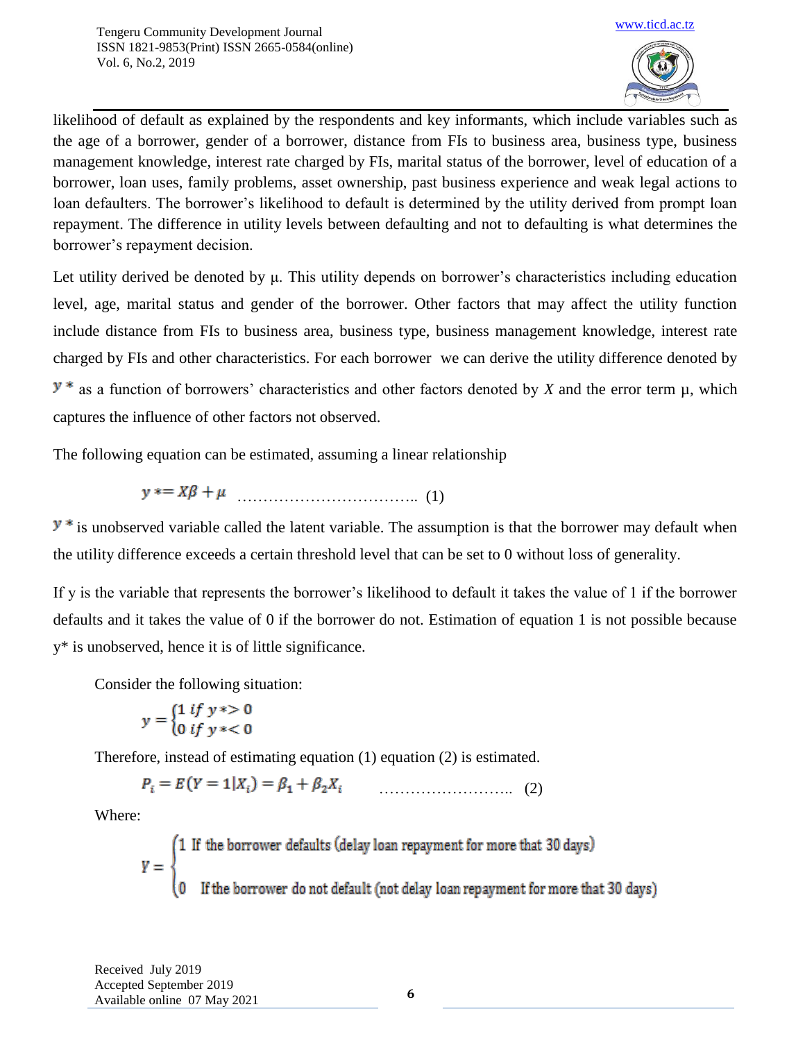likelihood of default as explained by the respondents and key informants, which include variables such as the age of a borrower, gender of a borrower, distance from FIs to business area, business type, business management knowledge, interest rate charged by FIs, marital status of the borrower, level of education of a borrower, loan uses, family problems, asset ownership, past business experience and weak legal actions to loan defaulters. The borrower's likelihood to default is determined by the utility derived from prompt loan repayment. The difference in utility levels between defaulting and not to defaulting is what determines the borrower's repayment decision.

Let utility derived be denoted by μ. This utility depends on borrower's characteristics including education level, age, marital status and gender of the borrower. Other factors that may affect the utility function include distance from FIs to business area, business type, business management knowledge, interest rate charged by FIs and other characteristics. For each borrower we can derive the utility difference denoted by $y*$ as a function of borrowers' characteristics and other factors denoted by $X$ and the error term μ, which captures the influence of other factors not observed.

The following equation can be estimated, assuming a linear relationship

$$y* = X\beta + \mu \quad \text{……………………………..} \quad (1)$$

$y*$ is unobserved variable called the latent variable. The assumption is that the borrower may default when the utility difference exceeds a certain threshold level that can be set to 0 without loss of generality.

If y is the variable that represents the borrower's likelihood to default it takes the value of 1 if the borrower defaults and it takes the value of 0 if the borrower do not. Estimation of equation 1 is not possible because y* is unobserved, hence it is of little significance.

Consider the following situation:

$$y = \begin{cases} 1 \; if \; y* > 0 \\ 0 \; if \; y* < 0 \end{cases}$$

Therefore, instead of estimating equation (1) equation (2) is estimated.

$$P_i = E(Y = 1|X_i) = \beta_1 + \beta_2 X_i \quad \text{……………………..} \quad (2)$$

Where:

$$Y = \begin{cases} 1 \text{ If the borrower defaults (delay loan repayment for more that 30 days)} \\ 0 \text{ If the borrower do not default (not delay loan repayment for more that 30 days)} \end{cases}$$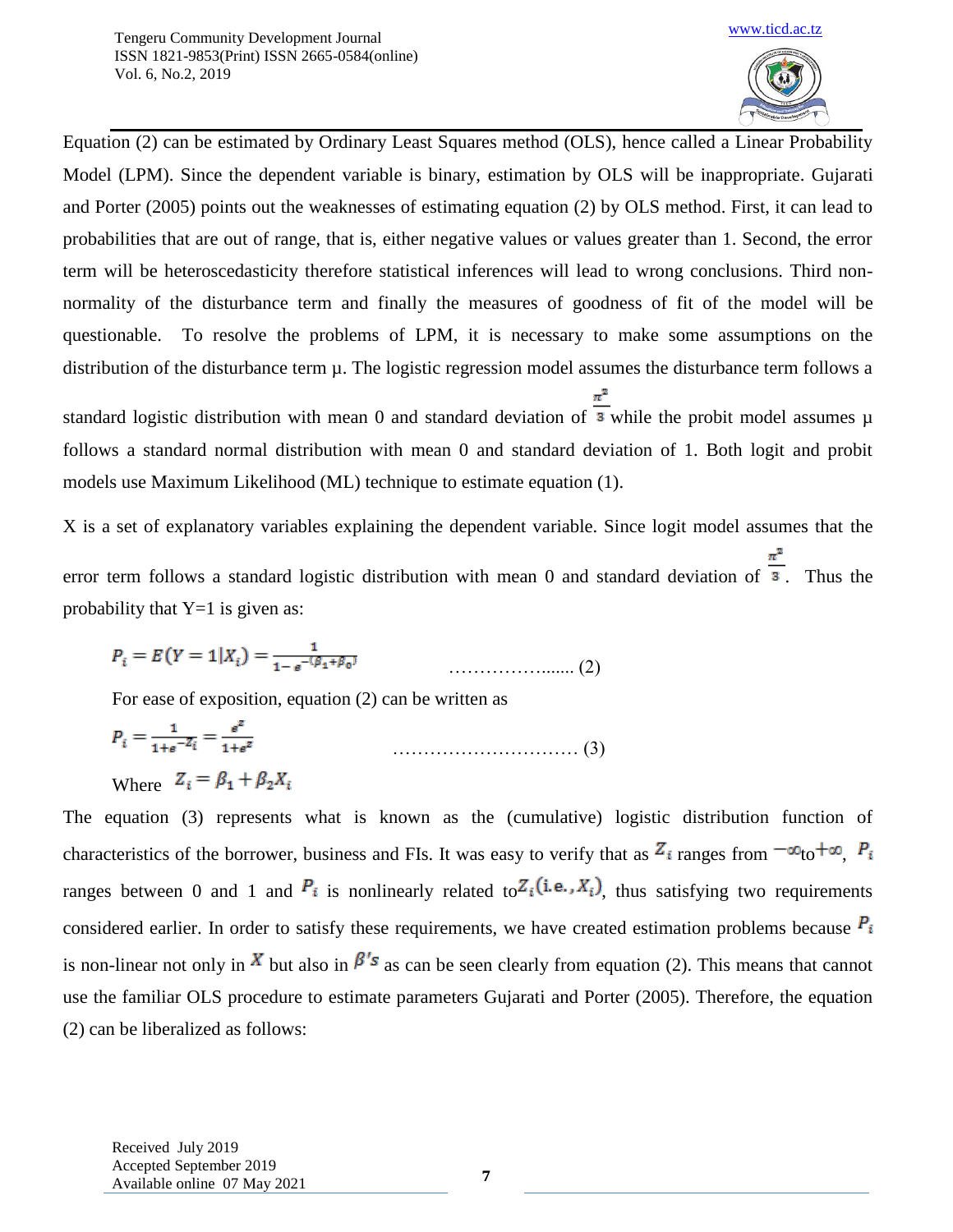Equation (2) can be estimated by Ordinary Least Squares method (OLS), hence called a Linear Probability Model (LPM). Since the dependent variable is binary, estimation by OLS will be inappropriate. Gujarati and Porter (2005) points out the weaknesses of estimating equation (2) by OLS method. First, it can lead to probabilities that are out of range, that is, either negative values or values greater than 1. Second, the error term will be heteroscedasticity therefore statistical inferences will lead to wrong conclusions. Third non-normality of the disturbance term and finally the measures of goodness of fit of the model will be questionable. To resolve the problems of LPM, it is necessary to make some assumptions on the distribution of the disturbance term µ. The logistic regression model assumes the disturbance term follows a standard logistic distribution with mean 0 and standard deviation of $\frac{\pi^2}{3}$ while the probit model assumes µ follows a standard normal distribution with mean 0 and standard deviation of 1. Both logit and probit models use Maximum Likelihood (ML) technique to estimate equation (1).

X is a set of explanatory variables explaining the dependent variable. Since logit model assumes that the error term follows a standard logistic distribution with mean 0 and standard deviation of $\frac{\pi^2}{3}$. Thus the probability that Y=1 is given as:

$$P_i = E(Y = 1|X_i) = \frac{1}{1 - e^{-(\beta_1 + \beta_0)}} \quad \text{.................} (2)$$

For ease of exposition, equation (2) can be written as

$$P_i = \frac{1}{1 + e^{-Z_i}} = \frac{e^Z}{1 + e^Z} \quad \text{..............................} (3)$$

Where $Z_i = \beta_1 + \beta_2 X_i$

The equation (3) represents what is known as the (cumulative) logistic distribution function of characteristics of the borrower, business and FIs. It was easy to verify that as $Z_i$ ranges from $-\infty$ to $+\infty$, $P_i$ ranges between 0 and 1 and $P_i$ is nonlinearly related to $Z_i$ (i.e., $X_i$), thus satisfying two requirements considered earlier. In order to satisfy these requirements, we have created estimation problems because $P_i$ is non-linear not only in $X$ but also in $\beta's$ as can be seen clearly from equation (2). This means that cannot use the familiar OLS procedure to estimate parameters Gujarati and Porter (2005). Therefore, the equation (2) can be liberalized as follows: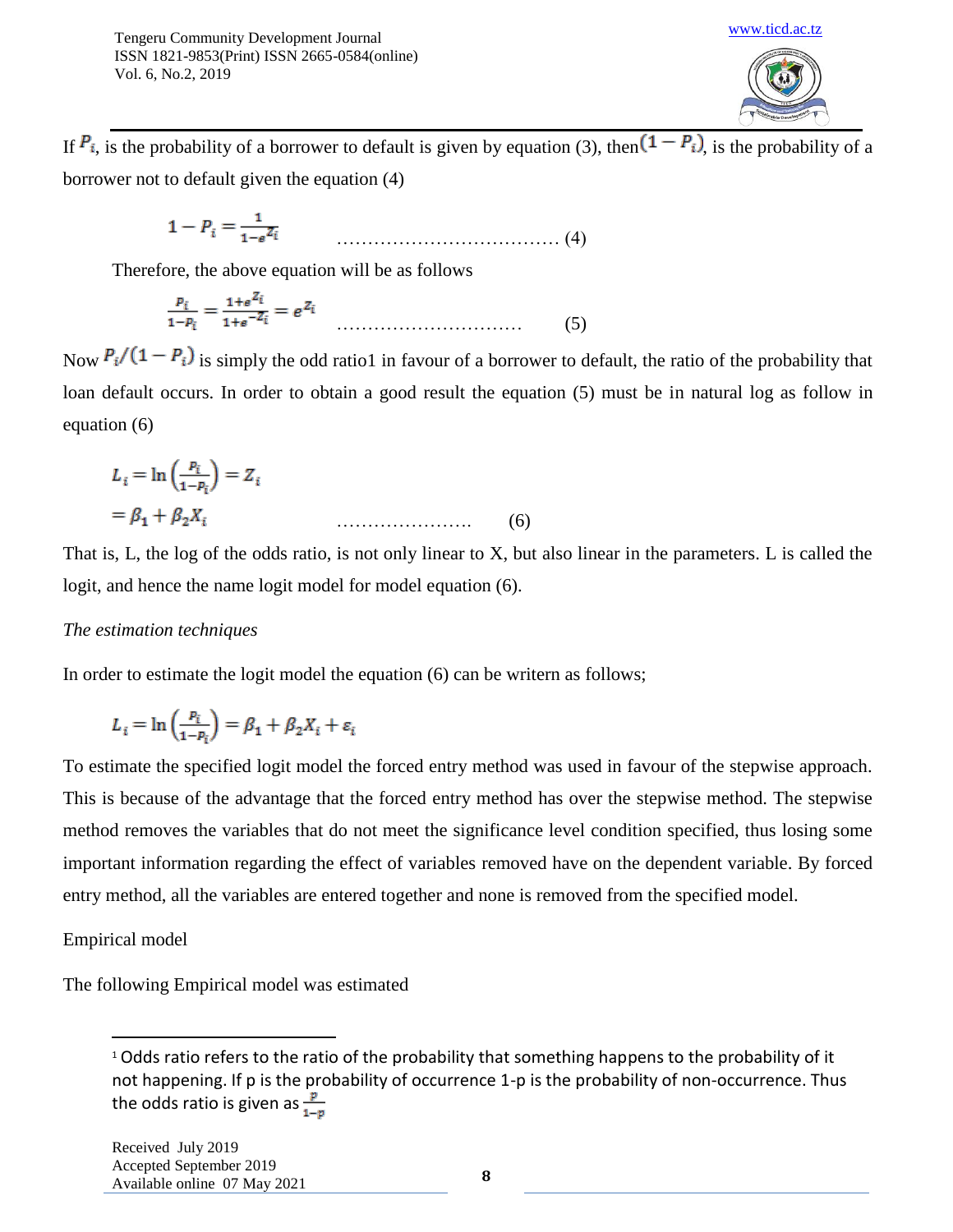If $P_i$, is the probability of a borrower to default is given by equation (3), then $(1 - P_i)$, is the probability of a borrower not to default given the equation (4)

$$1 - P_i = \frac{1}{1-e^{Z_i}} \qquad \text{……………………………… (4)}$$

Therefore, the above equation will be as follows

$$\frac{P_i}{1-P_i} = \frac{1+e^{Z_i}}{1+e^{-Z_i}} = e^{Z_i} \qquad \text{…………………………} \qquad (5)$$

Now $P_i/(1 - P_i)$ is simply the odd ratio[1] in favour of a borrower to default, the ratio of the probability that loan default occurs. In order to obtain a good result the equation (5) must be in natural log as follow in equation (6)

$$L_i = \ln\left(\frac{P_i}{1-P_i}\right) = Z_i$$

$$= \beta_1 + \beta_2 X_i \qquad \text{………………….} \qquad (6)$$

That is, L, the log of the odds ratio, is not only linear to X, but also linear in the parameters. L is called the logit, and hence the name logit model for model equation (6).

*The estimation techniques*

In order to estimate the logit model the equation (6) can be writern as follows;

$$L_i = \ln\left(\frac{P_i}{1-P_i}\right) = \beta_1 + \beta_2 X_i + \varepsilon_i$$

To estimate the specified logit model the forced entry method was used in favour of the stepwise approach. This is because of the advantage that the forced entry method has over the stepwise method. The stepwise method removes the variables that do not meet the significance level condition specified, thus losing some important information regarding the effect of variables removed have on the dependent variable. By forced entry method, all the variables are entered together and none is removed from the specified model.

Empirical model

The following Empirical model was estimated

---

[1] Odds ratio refers to the ratio of the probability that something happens to the probability of it not happening. If p is the probability of occurrence 1-p is the probability of non-occurrence. Thus the odds ratio is given as $\frac{p}{1-p}$

Received July 2019
Accepted September 2019
Available online 07 May 2021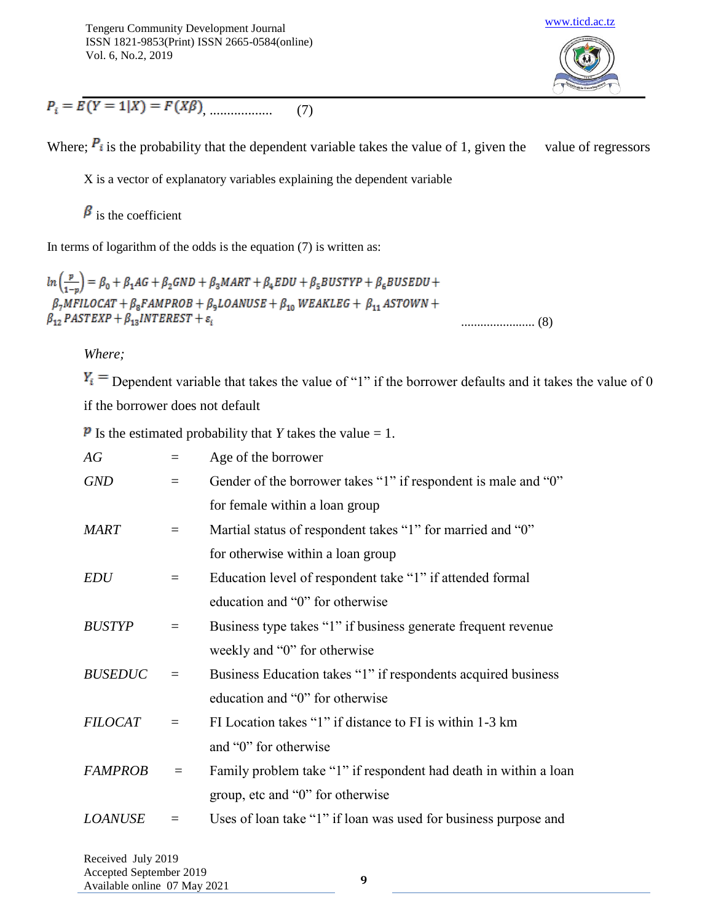$$P_i = E(Y = 1|X) = F(X\beta), \text{.................} \quad (7)$$

Where; $P_i$ is the probability that the dependent variable takes the value of 1, given the value of regressors

X is a vector of explanatory variables explaining the dependent variable

$\beta$ is the coefficient

In terms of logarithm of the odds is the equation (7) is written as:

$$ln\left(\frac{p}{1-p}\right) = \beta_0 + \beta_1 AG + \beta_2 GND + \beta_3 MART + \beta_4 EDU + \beta_5 BUSTYP + \beta_6 BUSEDU + \beta_7 MFILOCAT + \beta_8 FAMPROB + \beta_9 LOANUSE + \beta_{10}\ WEAKLEG + \beta_{11}\ ASTOWN + \beta_{12}\ PASTEXP + \beta_{13} INTEREST + \varepsilon_i \text{ .......................} \quad (8)$$

*Where;*

$Y_i =$ Dependent variable that takes the value of "1" if the borrower defaults and it takes the value of 0 if the borrower does not default

$P$ Is the estimated probability that *Y* takes the value = 1.

| | | |
|---|---|---|
| *AG* | = | Age of the borrower |
| *GND* | = | Gender of the borrower takes "1" if respondent is male and "0" for female within a loan group |
| *MART* | = | Martial status of respondent takes "1" for married and "0" for otherwise within a loan group |
| *EDU* | = | Education level of respondent take "1" if attended formal education and "0" for otherwise |
| *BUSTYP* | = | Business type takes "1" if business generate frequent revenue weekly and "0" for otherwise |
| *BUSEDUC* | = | Business Education takes "1" if respondents acquired business education and "0" for otherwise |
| *FILOCAT* | = | FI Location takes "1" if distance to FI is within 1-3 km and "0" for otherwise |
| *FAMPROB* | = | Family problem take "1" if respondent had death in within a loan group, etc and "0" for otherwise |
| *LOANUSE* | = | Uses of loan take "1" if loan was used for business purpose and |

Received July 2019
Accepted September 2019
Available online 07 May 2021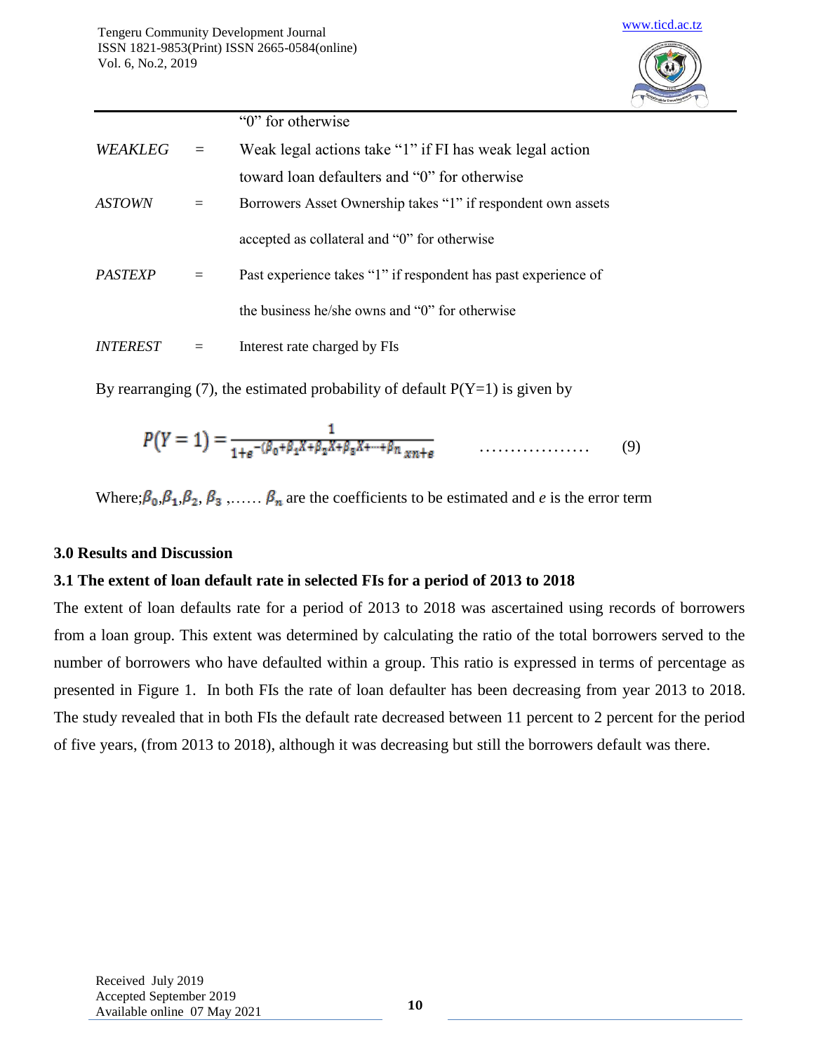"0" for otherwise

| | | |
|---|---|---|
| *WEAKLEG* | = | Weak legal actions take "1" if FI has weak legal action toward loan defaulters and "0" for otherwise |
| *ASTOWN* | = | Borrowers Asset Ownership takes "1" if respondent own assets accepted as collateral and "0" for otherwise |
| *PASTEXP* | = | Past experience takes "1" if respondent has past experience of the business he/she owns and "0" for otherwise |
| *INTEREST* | = | Interest rate charged by FIs |

By rearranging (7), the estimated probability of default P(Y=1) is given by

$$P(Y=1) = \frac{1}{1+e^{-(\beta_0+\beta_1 X+\beta_2 X+\beta_3 X+\cdots+\beta_n\, xn+e}} \quad \ldots\ldots\ldots\ldots\ldots\ldots \quad (9)$$

Where; $\beta_0$, $\beta_1$, $\beta_2$, $\beta_3$ ,…… $\beta_n$ are the coefficients to be estimated and *e* is the error term

## 3.0 Results and Discussion

### 3.1 The extent of loan default rate in selected FIs for a period of 2013 to 2018

The extent of loan defaults rate for a period of 2013 to 2018 was ascertained using records of borrowers from a loan group. This extent was determined by calculating the ratio of the total borrowers served to the number of borrowers who have defaulted within a group. This ratio is expressed in terms of percentage as presented in Figure 1. In both FIs the rate of loan defaulter has been decreasing from year 2013 to 2018. The study revealed that in both FIs the default rate decreased between 11 percent to 2 percent for the period of five years, (from 2013 to 2018), although it was decreasing but still the borrowers default was there.

Received July 2019
Accepted September 2019
Available online 07 May 2021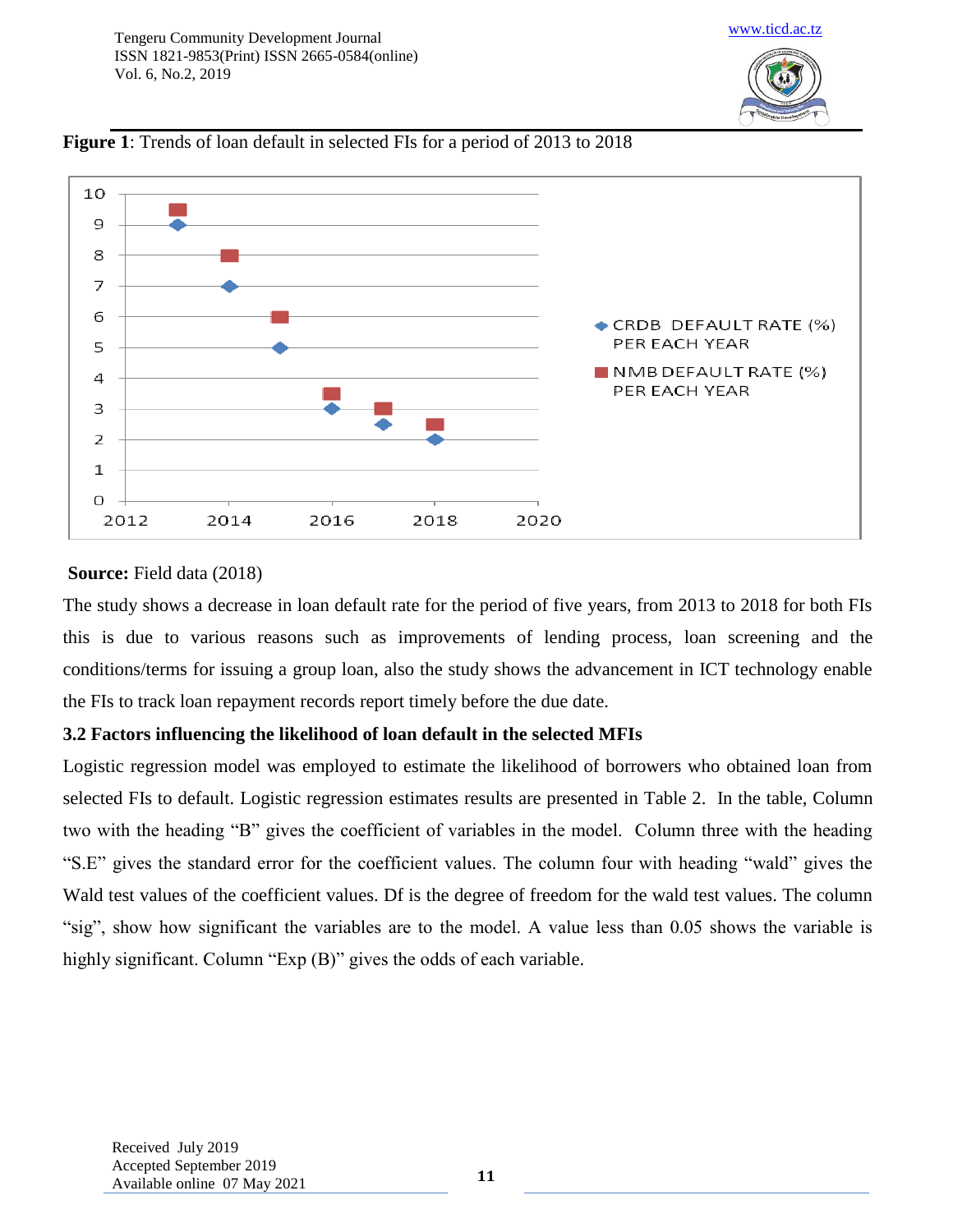**Figure 1**: Trends of loan default in selected FIs for a period of 2013 to 2018

**Source:** Field data (2018)

The study shows a decrease in loan default rate for the period of five years, from 2013 to 2018 for both FIs this is due to various reasons such as improvements of lending process, loan screening and the conditions/terms for issuing a group loan, also the study shows the advancement in ICT technology enable the FIs to track loan repayment records report timely before the due date.

### 3.2 Factors influencing the likelihood of loan default in the selected MFIs

Logistic regression model was employed to estimate the likelihood of borrowers who obtained loan from selected FIs to default. Logistic regression estimates results are presented in Table 2. In the table, Column two with the heading "B" gives the coefficient of variables in the model. Column three with the heading "S.E" gives the standard error for the coefficient values. The column four with heading "wald" gives the Wald test values of the coefficient values. Df is the degree of freedom for the wald test values. The column "sig", show how significant the variables are to the model. A value less than 0.05 shows the variable is highly significant. Column "Exp (B)" gives the odds of each variable.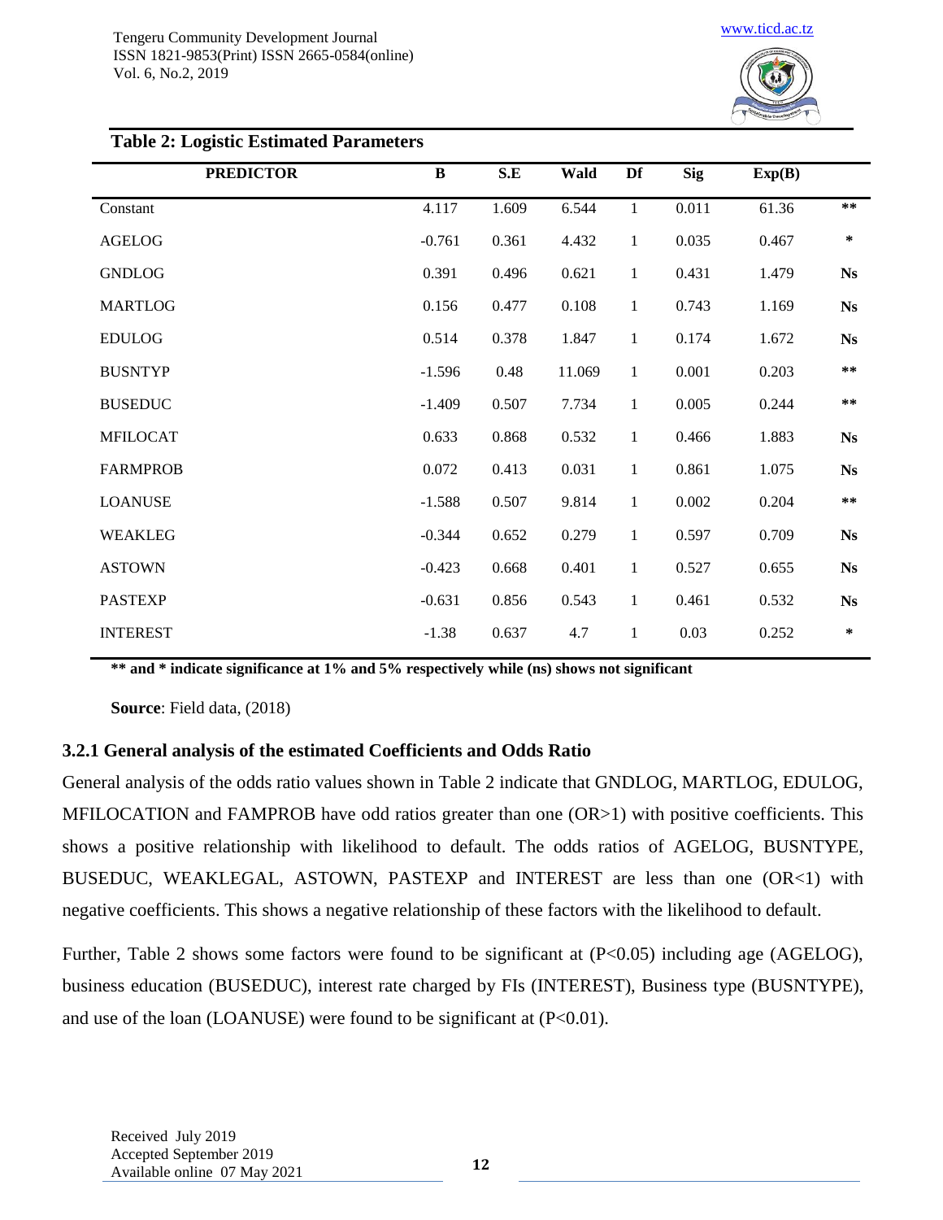**Table 2: Logistic Estimated Parameters**

| PREDICTOR | B | S.E | Wald | Df | Sig | Exp(B) | |
|---|---|---|---|---|---|---|---|
| Constant | 4.117 | 1.609 | 6.544 | 1 | 0.011 | 61.36 | ** |
| AGELOG | -0.761 | 0.361 | 4.432 | 1 | 0.035 | 0.467 | * |
| GNDLOG | 0.391 | 0.496 | 0.621 | 1 | 0.431 | 1.479 | Ns |
| MARTLOG | 0.156 | 0.477 | 0.108 | 1 | 0.743 | 1.169 | Ns |
| EDULOG | 0.514 | 0.378 | 1.847 | 1 | 0.174 | 1.672 | Ns |
| BUSNTYP | -1.596 | 0.48 | 11.069 | 1 | 0.001 | 0.203 | ** |
| BUSEDUC | -1.409 | 0.507 | 7.734 | 1 | 0.005 | 0.244 | ** |
| MFILOCAT | 0.633 | 0.868 | 0.532 | 1 | 0.466 | 1.883 | Ns |
| FARMPROB | 0.072 | 0.413 | 0.031 | 1 | 0.861 | 1.075 | Ns |
| LOANUSE | -1.588 | 0.507 | 9.814 | 1 | 0.002 | 0.204 | ** |
| WEAKLEG | -0.344 | 0.652 | 0.279 | 1 | 0.597 | 0.709 | Ns |
| ASTOWN | -0.423 | 0.668 | 0.401 | 1 | 0.527 | 0.655 | Ns |
| PASTEXP | -0.631 | 0.856 | 0.543 | 1 | 0.461 | 0.532 | Ns |
| INTEREST | -1.38 | 0.637 | 4.7 | 1 | 0.03 | 0.252 | * |

**\*\* and \* indicate significance at 1% and 5% respectively while (ns) shows not significant**

**Source**: Field data, (2018)

### 3.2.1 General analysis of the estimated Coefficients and Odds Ratio

General analysis of the odds ratio values shown in Table 2 indicate that GNDLOG, MARTLOG, EDULOG, MFILOCATION and FAMPROB have odd ratios greater than one (OR>1) with positive coefficients. This shows a positive relationship with likelihood to default. The odds ratios of AGELOG, BUSNTYPE, BUSEDUC, WEAKLEGAL, ASTOWN, PASTEXP and INTEREST are less than one (OR<1) with negative coefficients. This shows a negative relationship of these factors with the likelihood to default.

Further, Table 2 shows some factors were found to be significant at ($P<0.05$) including age (AGELOG), business education (BUSEDUC), interest rate charged by FIs (INTEREST), Business type (BUSNTYPE), and use of the loan (LOANUSE) were found to be significant at ($P<0.01$).

Received July 2019
Accepted September 2019
Available online 07 May 2021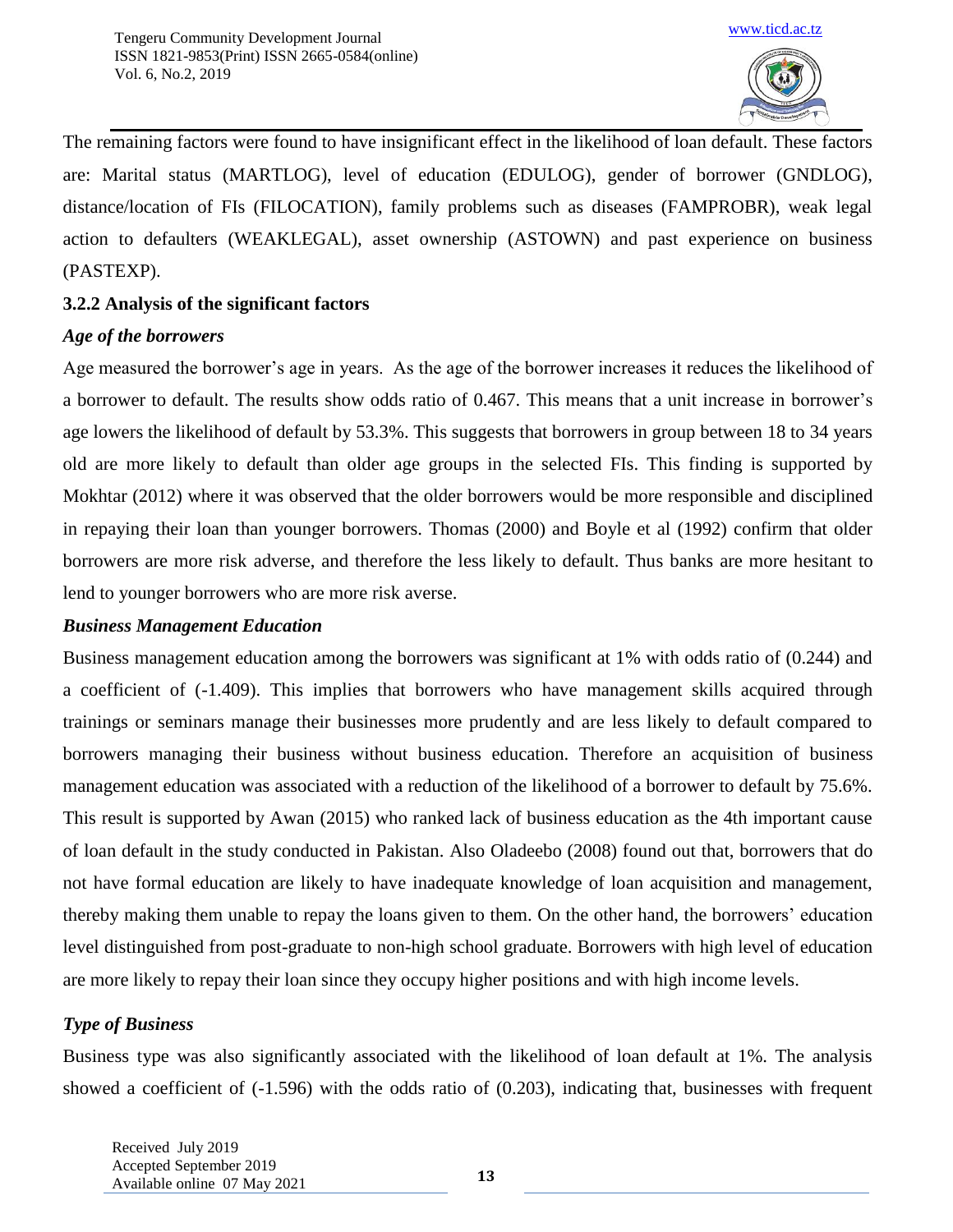The remaining factors were found to have insignificant effect in the likelihood of loan default. These factors are: Marital status (MARTLOG), level of education (EDULOG), gender of borrower (GNDLOG), distance/location of FIs (FILOCATION), family problems such as diseases (FAMPROBR), weak legal action to defaulters (WEAKLEGAL), asset ownership (ASTOWN) and past experience on business (PASTEXP).

### 3.2.2 Analysis of the significant factors

***Age of the borrowers***

Age measured the borrower's age in years. As the age of the borrower increases it reduces the likelihood of a borrower to default. The results show odds ratio of 0.467. This means that a unit increase in borrower's age lowers the likelihood of default by 53.3%. This suggests that borrowers in group between 18 to 34 years old are more likely to default than older age groups in the selected FIs. This finding is supported by Mokhtar (2012) where it was observed that the older borrowers would be more responsible and disciplined in repaying their loan than younger borrowers. Thomas (2000) and Boyle et al (1992) confirm that older borrowers are more risk adverse, and therefore the less likely to default. Thus banks are more hesitant to lend to younger borrowers who are more risk averse.

***Business Management Education***

Business management education among the borrowers was significant at 1% with odds ratio of (0.244) and a coefficient of (-1.409). This implies that borrowers who have management skills acquired through trainings or seminars manage their businesses more prudently and are less likely to default compared to borrowers managing their business without business education. Therefore an acquisition of business management education was associated with a reduction of the likelihood of a borrower to default by 75.6%. This result is supported by Awan (2015) who ranked lack of business education as the 4th important cause of loan default in the study conducted in Pakistan. Also Oladeebo (2008) found out that, borrowers that do not have formal education are likely to have inadequate knowledge of loan acquisition and management, thereby making them unable to repay the loans given to them. On the other hand, the borrowers' education level distinguished from post-graduate to non-high school graduate. Borrowers with high level of education are more likely to repay their loan since they occupy higher positions and with high income levels.

***Type of Business***

Business type was also significantly associated with the likelihood of loan default at 1%. The analysis showed a coefficient of (-1.596) with the odds ratio of (0.203), indicating that, businesses with frequent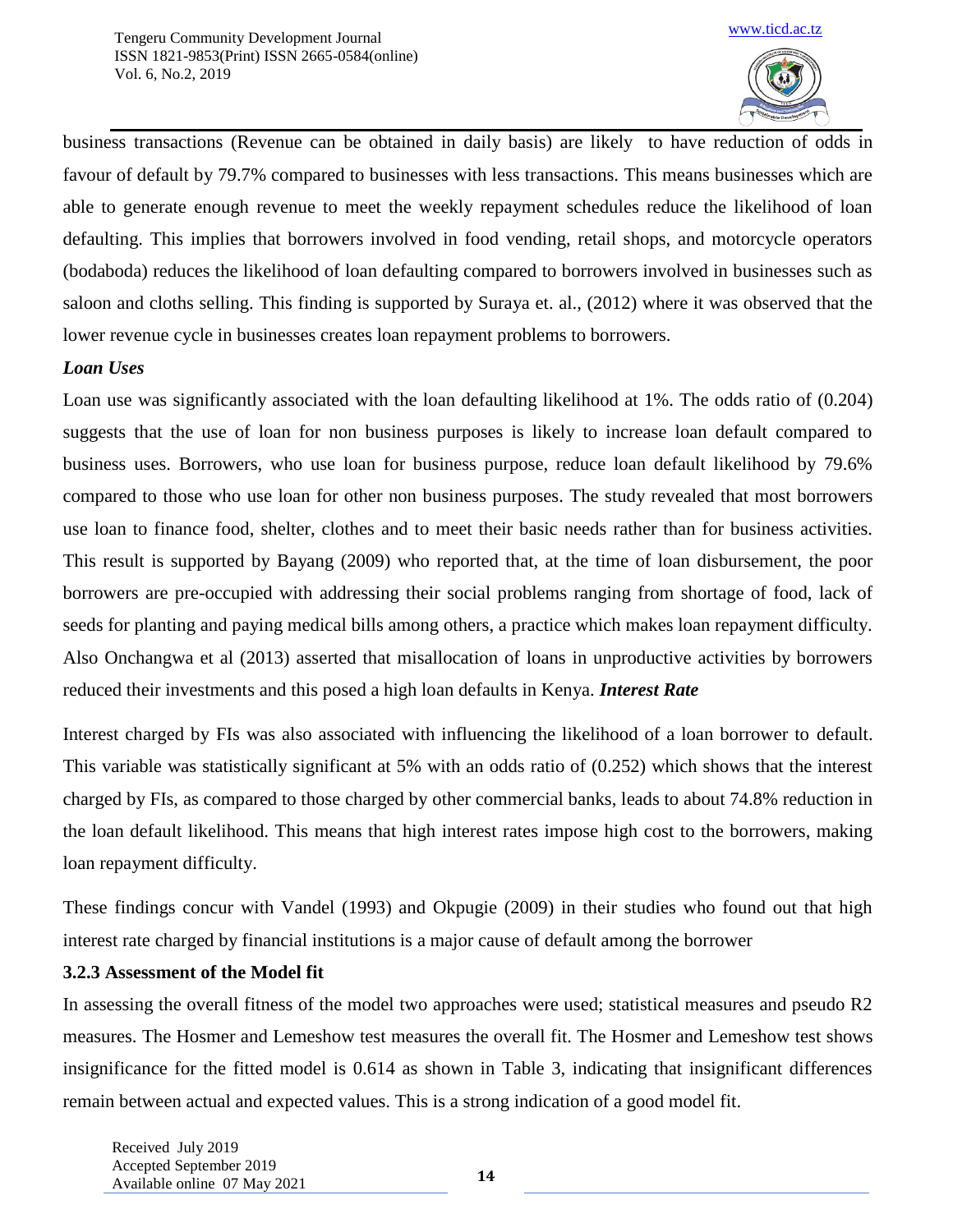business transactions (Revenue can be obtained in daily basis) are likely to have reduction of odds in favour of default by 79.7% compared to businesses with less transactions. This means businesses which are able to generate enough revenue to meet the weekly repayment schedules reduce the likelihood of loan defaulting. This implies that borrowers involved in food vending, retail shops, and motorcycle operators (bodaboda) reduces the likelihood of loan defaulting compared to borrowers involved in businesses such as saloon and cloths selling. This finding is supported by Suraya et. al., (2012) where it was observed that the lower revenue cycle in businesses creates loan repayment problems to borrowers.

***Loan Uses***

Loan use was significantly associated with the loan defaulting likelihood at 1%. The odds ratio of (0.204) suggests that the use of loan for non business purposes is likely to increase loan default compared to business uses. Borrowers, who use loan for business purpose, reduce loan default likelihood by 79.6% compared to those who use loan for other non business purposes. The study revealed that most borrowers use loan to finance food, shelter, clothes and to meet their basic needs rather than for business activities. This result is supported by Bayang (2009) who reported that, at the time of loan disbursement, the poor borrowers are pre-occupied with addressing their social problems ranging from shortage of food, lack of seeds for planting and paying medical bills among others, a practice which makes loan repayment difficulty. Also Onchangwa et al (2013) asserted that misallocation of loans in unproductive activities by borrowers reduced their investments and this posed a high loan defaults in Kenya.

***Interest Rate***

Interest charged by FIs was also associated with influencing the likelihood of a loan borrower to default. This variable was statistically significant at 5% with an odds ratio of (0.252) which shows that the interest charged by FIs, as compared to those charged by other commercial banks, leads to about 74.8% reduction in the loan default likelihood. This means that high interest rates impose high cost to the borrowers, making loan repayment difficulty.

These findings concur with Vandel (1993) and Okpugie (2009) in their studies who found out that high interest rate charged by financial institutions is a major cause of default among the borrower

### 3.2.3 Assessment of the Model fit

In assessing the overall fitness of the model two approaches were used; statistical measures and pseudo R2 measures. The Hosmer and Lemeshow test measures the overall fit. The Hosmer and Lemeshow test shows insignificance for the fitted model is 0.614 as shown in Table 3, indicating that insignificant differences remain between actual and expected values. This is a strong indication of a good model fit.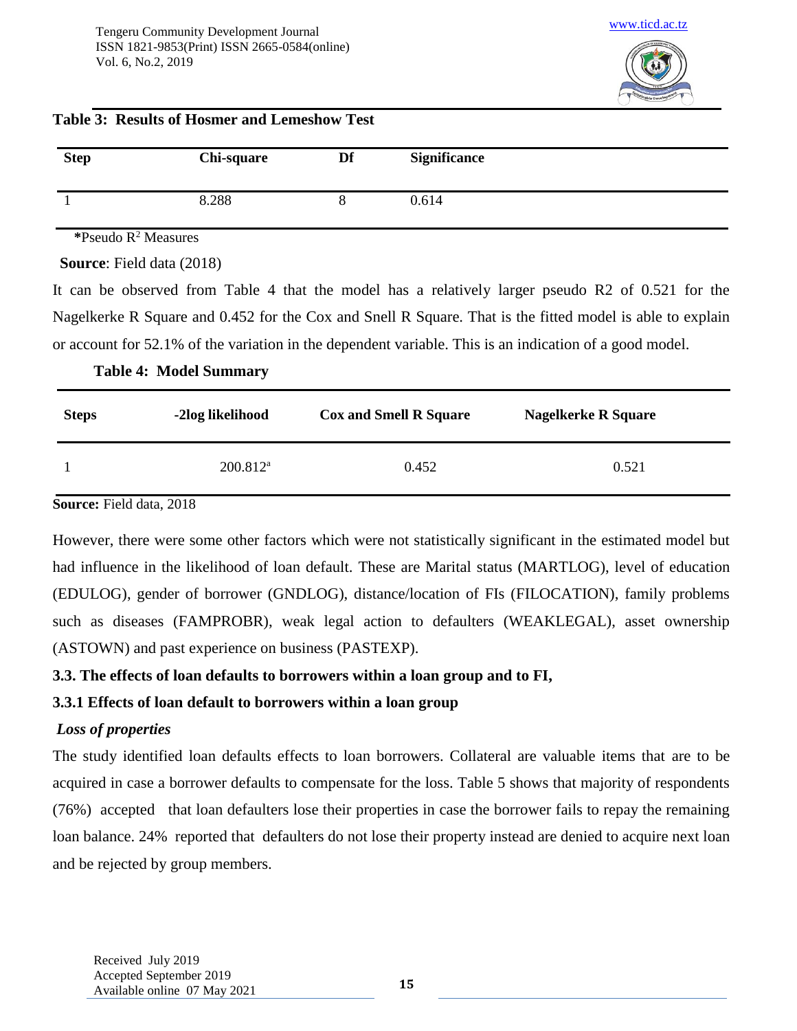**Table 3: Results of Hosmer and Lemeshow Test**

| Step | Chi-square | Df | Significance |
|---|---|---|---|
| 1 | 8.288 | 8 | 0.614 |

*Pseudo $R^2$ Measures

**Source**: Field data (2018)

It can be observed from Table 4 that the model has a relatively larger pseudo R2 of 0.521 for the Nagelkerke R Square and 0.452 for the Cox and Snell R Square. That is the fitted model is able to explain or account for 52.1% of the variation in the dependent variable. This is an indication of a good model.

**Table 4: Model Summary**

| Steps | -2log likelihood | Cox and Smell R Square | Nagelkerke R Square |
|---|---|---|---|
| 1 | 200.812[a] | 0.452 | 0.521 |

**Source:** Field data, 2018

However, there were some other factors which were not statistically significant in the estimated model but had influence in the likelihood of loan default. These are Marital status (MARTLOG), level of education (EDULOG), gender of borrower (GNDLOG), distance/location of FIs (FILOCATION), family problems such as diseases (FAMPROBR), weak legal action to defaulters (WEAKLEGAL), asset ownership (ASTOWN) and past experience on business (PASTEXP).

### 3.3. The effects of loan defaults to borrowers within a loan group and to FI,

#### 3.3.1 Effects of loan default to borrowers within a loan group

***Loss of properties***

The study identified loan defaults effects to loan borrowers. Collateral are valuable items that are to be acquired in case a borrower defaults to compensate for the loss. Table 5 shows that majority of respondents (76%) accepted that loan defaulters lose their properties in case the borrower fails to repay the remaining loan balance. 24% reported that defaulters do not lose their property instead are denied to acquire next loan and be rejected by group members.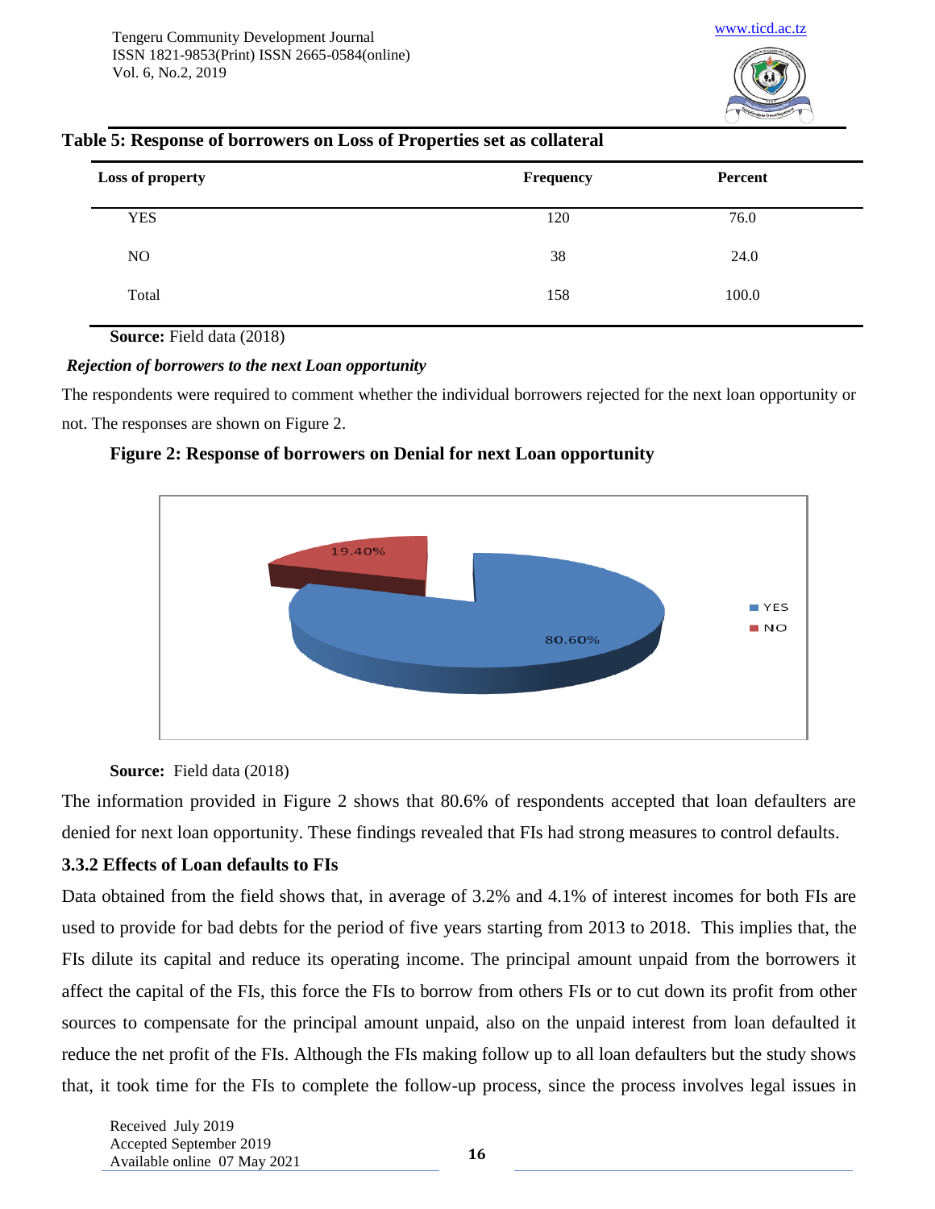**Table 5: Response of borrowers on Loss of Properties set as collateral**

| Loss of property | Frequency | Percent |
|---|---|---|
| YES | 120 | 76.0 |
| NO | 38 | 24.0 |
| Total | 158 | 100.0 |

**Source:** Field data (2018)

***Rejection of borrowers to the next Loan opportunity***

The respondents were required to comment whether the individual borrowers rejected for the next loan opportunity or not. The responses are shown on Figure 2.

**Figure 2: Response of borrowers on Denial for next Loan opportunity**

**Source:** Field data (2018)

The information provided in Figure 2 shows that 80.6% of respondents accepted that loan defaulters are denied for next loan opportunity. These findings revealed that FIs had strong measures to control defaults.

### 3.3.2 Effects of Loan defaults to FIs

Data obtained from the field shows that, in average of 3.2% and 4.1% of interest incomes for both FIs are used to provide for bad debts for the period of five years starting from 2013 to 2018. This implies that, the FIs dilute its capital and reduce its operating income. The principal amount unpaid from the borrowers it affect the capital of the FIs, this force the FIs to borrow from others FIs or to cut down its profit from other sources to compensate for the principal amount unpaid, also on the unpaid interest from loan defaulted it reduce the net profit of the FIs. Although the FIs making follow up to all loan defaulters but the study shows that, it took time for the FIs to complete the follow-up process, since the process involves legal issues in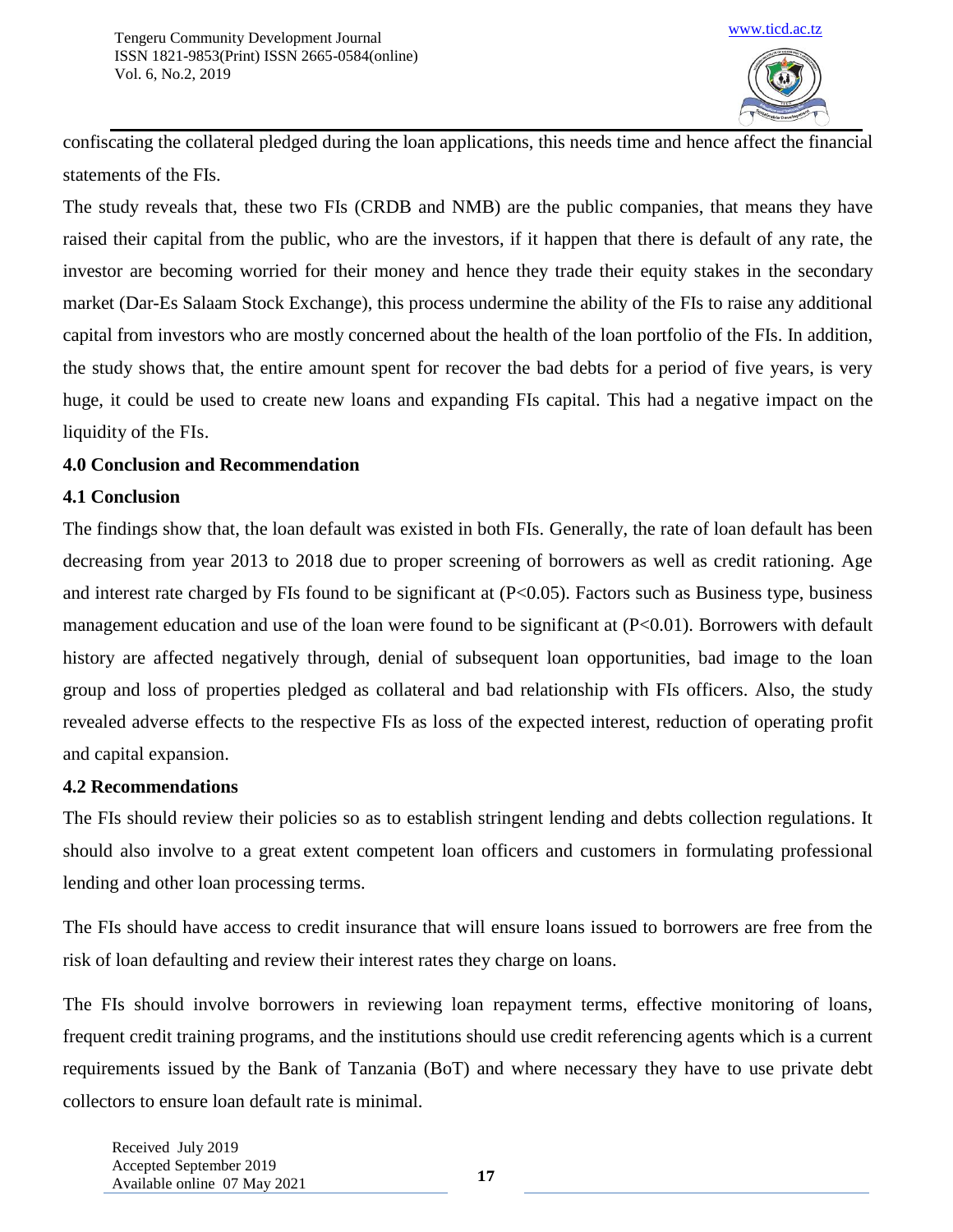confiscating the collateral pledged during the loan applications, this needs time and hence affect the financial statements of the FIs.

The study reveals that, these two FIs (CRDB and NMB) are the public companies, that means they have raised their capital from the public, who are the investors, if it happen that there is default of any rate, the investor are becoming worried for their money and hence they trade their equity stakes in the secondary market (Dar-Es Salaam Stock Exchange), this process undermine the ability of the FIs to raise any additional capital from investors who are mostly concerned about the health of the loan portfolio of the FIs. In addition, the study shows that, the entire amount spent for recover the bad debts for a period of five years, is very huge, it could be used to create new loans and expanding FIs capital. This had a negative impact on the liquidity of the FIs.

## 4.0 Conclusion and Recommendation

### 4.1 Conclusion

The findings show that, the loan default was existed in both FIs. Generally, the rate of loan default has been decreasing from year 2013 to 2018 due to proper screening of borrowers as well as credit rationing. Age and interest rate charged by FIs found to be significant at ($P<0.05$). Factors such as Business type, business management education and use of the loan were found to be significant at ($P<0.01$). Borrowers with default history are affected negatively through, denial of subsequent loan opportunities, bad image to the loan group and loss of properties pledged as collateral and bad relationship with FIs officers. Also, the study revealed adverse effects to the respective FIs as loss of the expected interest, reduction of operating profit and capital expansion.

### 4.2 Recommendations

The FIs should review their policies so as to establish stringent lending and debts collection regulations. It should also involve to a great extent competent loan officers and customers in formulating professional lending and other loan processing terms.

The FIs should have access to credit insurance that will ensure loans issued to borrowers are free from the risk of loan defaulting and review their interest rates they charge on loans.

The FIs should involve borrowers in reviewing loan repayment terms, effective monitoring of loans, frequent credit training programs, and the institutions should use credit referencing agents which is a current requirements issued by the Bank of Tanzania (BoT) and where necessary they have to use private debt collectors to ensure loan default rate is minimal.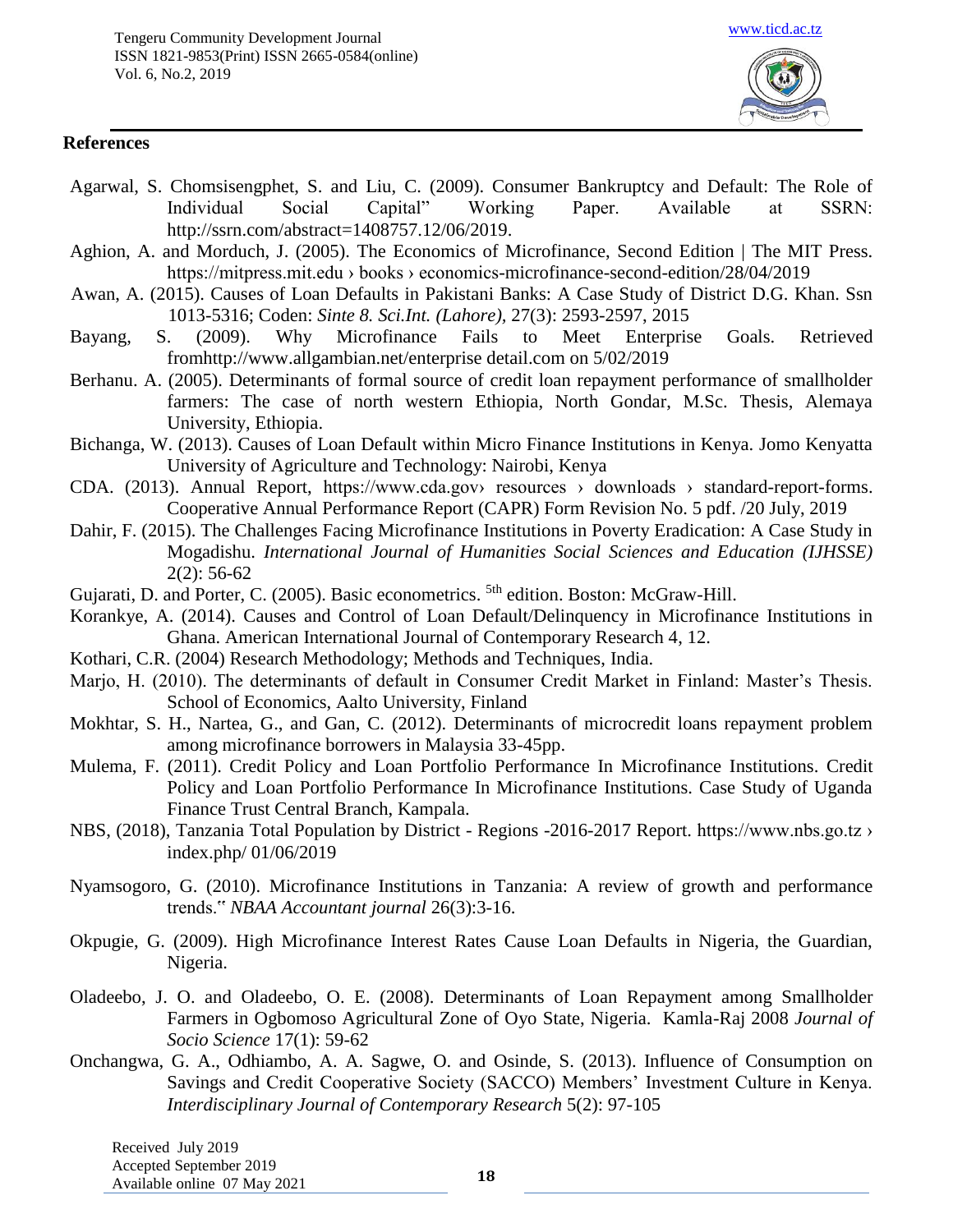## References

Agarwal, S. Chomsisengphet, S. and Liu, C. (2009). Consumer Bankruptcy and Default: The Role of Individual Social Capital" Working Paper. Available at SSRN: http://ssrn.com/abstract=1408757.12/06/2019.

Aghion, A. and Morduch, J. (2005). The Economics of Microfinance, Second Edition | The MIT Press. https://mitpress.mit.edu › books › economics-microfinance-second-edition/28/04/2019

Awan, A. (2015). Causes of Loan Defaults in Pakistani Banks: A Case Study of District D.G. Khan. Ssn 1013-5316; Coden: *Sinte 8. Sci.Int. (Lahore)*, 27(3): 2593-2597, 2015

Bayang, S. (2009). Why Microfinance Fails to Meet Enterprise Goals. Retrieved fromhttp://www.allgambian.net/enterprise detail.com on 5/02/2019

Berhanu. A. (2005). Determinants of formal source of credit loan repayment performance of smallholder farmers: The case of north western Ethiopia, North Gondar, M.Sc. Thesis, Alemaya University, Ethiopia.

Bichanga, W. (2013). Causes of Loan Default within Micro Finance Institutions in Kenya. Jomo Kenyatta University of Agriculture and Technology: Nairobi, Kenya

CDA. (2013). Annual Report, https://www.cda.gov› resources › downloads › standard-report-forms. Cooperative Annual Performance Report (CAPR) Form Revision No. 5 pdf. /20 July, 2019

Dahir, F. (2015). The Challenges Facing Microfinance Institutions in Poverty Eradication: A Case Study in Mogadishu. *International Journal of Humanities Social Sciences and Education (IJHSSE)* 2(2): 56-62

Gujarati, D. and Porter, C. (2005). Basic econometrics. 5th edition. Boston: McGraw-Hill.

Korankye, A. (2014). Causes and Control of Loan Default/Delinquency in Microfinance Institutions in Ghana. American International Journal of Contemporary Research 4, 12.

Kothari, C.R. (2004) Research Methodology; Methods and Techniques, India.

Marjo, H. (2010). The determinants of default in Consumer Credit Market in Finland: Master's Thesis. School of Economics, Aalto University, Finland

Mokhtar, S. H., Nartea, G., and Gan, C. (2012). Determinants of microcredit loans repayment problem among microfinance borrowers in Malaysia 33-45pp.

Mulema, F. (2011). Credit Policy and Loan Portfolio Performance In Microfinance Institutions. Credit Policy and Loan Portfolio Performance In Microfinance Institutions. Case Study of Uganda Finance Trust Central Branch, Kampala.

NBS, (2018), Tanzania Total Population by District - Regions -2016-2017 Report. https://www.nbs.go.tz › index.php/ 01/06/2019

Nyamsogoro, G. (2010). Microfinance Institutions in Tanzania: A review of growth and performance trends." *NBAA Accountant journal* 26(3):3-16.

Okpugie, G. (2009). High Microfinance Interest Rates Cause Loan Defaults in Nigeria, the Guardian, Nigeria.

Oladeebo, J. O. and Oladeebo, O. E. (2008). Determinants of Loan Repayment among Smallholder Farmers in Ogbomoso Agricultural Zone of Oyo State, Nigeria. Kamla-Raj 2008 *Journal of Socio Science* 17(1): 59-62

Onchangwa, G. A., Odhiambo, A. A. Sagwe, O. and Osinde, S. (2013). Influence of Consumption on Savings and Credit Cooperative Society (SACCO) Members' Investment Culture in Kenya. *Interdisciplinary Journal of Contemporary Research* 5(2): 97-105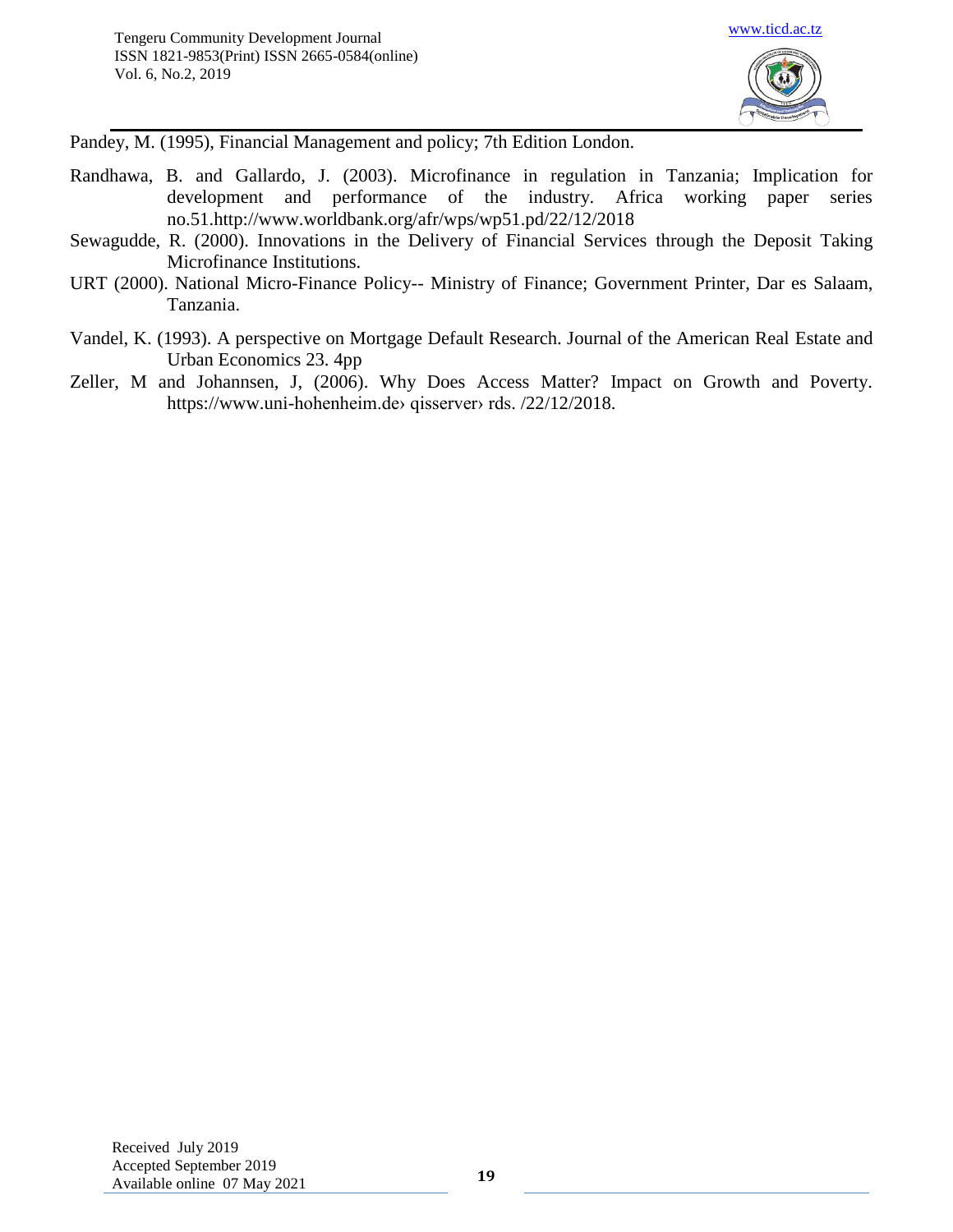Pandey, M. (1995), Financial Management and policy; 7th Edition London.

Randhawa, B. and Gallardo, J. (2003). Microfinance in regulation in Tanzania; Implication for development and performance of the industry. Africa working paper series no.51.http://www.worldbank.org/afr/wps/wp51.pd/22/12/2018

Sewagudde, R. (2000). Innovations in the Delivery of Financial Services through the Deposit Taking Microfinance Institutions.

URT (2000). National Micro-Finance Policy-- Ministry of Finance; Government Printer, Dar es Salaam, Tanzania.

Vandel, K. (1993). A perspective on Mortgage Default Research. Journal of the American Real Estate and Urban Economics 23. 4pp

Zeller, M and Johannsen, J, (2006). Why Does Access Matter? Impact on Growth and Poverty. https://www.uni-hohenheim.de› qisserver› rds. /22/12/2018.

Received July 2019
Accepted September 2019
Available online 07 May 2021